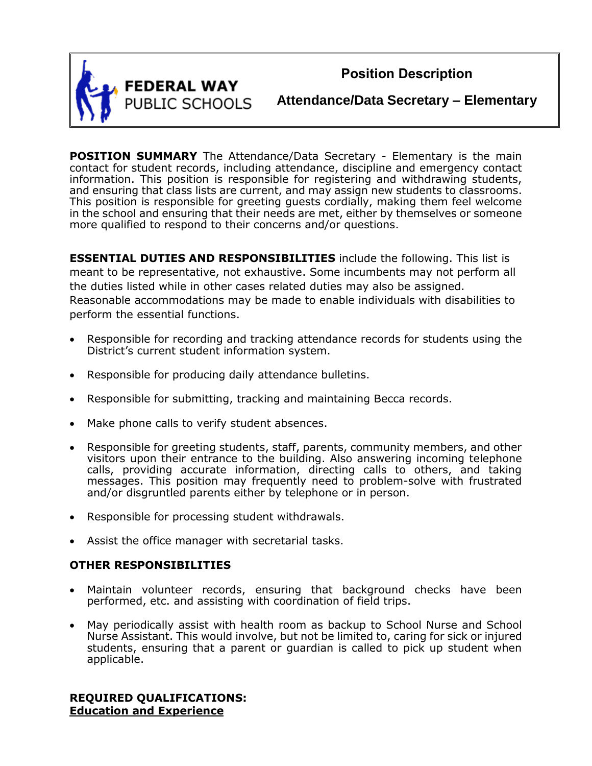**FEDERAL WAY PUBLIC SCHOOLS**

# Position Description

## Attendance/Data Secretary – Elementary

**POSITION SUMMARY** The Attendance/Data Secretary - Elementary is the main contact for student records, including attendance, discipline and emergency contact information. This position is responsible for registering and withdrawing students, and ensuring that class lists are current, and may assign new students to classrooms. This position is responsible for greeting guests cordially, making them feel welcome in the school and ensuring that their needs are met, either by themselves or someone more qualified to respond to their concerns and/or questions.

**ESSENTIAL DUTIES AND RESPONSIBILITIES** include the following. This list is meant to be representative, not exhaustive. Some incumbents may not perform all the duties listed while in other cases related duties may also be assigned. Reasonable accommodations may be made to enable individuals with disabilities to perform the essential functions.

- Responsible for recording and tracking attendance records for students using the District's current student information system.
- Responsible for producing daily attendance bulletins.
- Responsible for submitting, tracking and maintaining Becca records.
- Make phone calls to verify student absences.
- Responsible for greeting students, staff, parents, community members, and other visitors upon their entrance to the building. Also answering incoming telephone calls, providing accurate information, directing calls to others, and taking messages. This position may frequently need to problem-solve with frustrated and/or disgruntled parents either by telephone or in person.
- Responsible for processing student withdrawals.
- Assist the office manager with secretarial tasks.

**OTHER RESPONSIBILITIES**

- Maintain volunteer records, ensuring that background checks have been performed, etc. and assisting with coordination of field trips.
- May periodically assist with health room as backup to School Nurse and School Nurse Assistant. This would involve, but not be limited to, caring for sick or injured students, ensuring that a parent or guardian is called to pick up student when applicable.

**REQUIRED QUALIFICATIONS:**
**Education and Experience**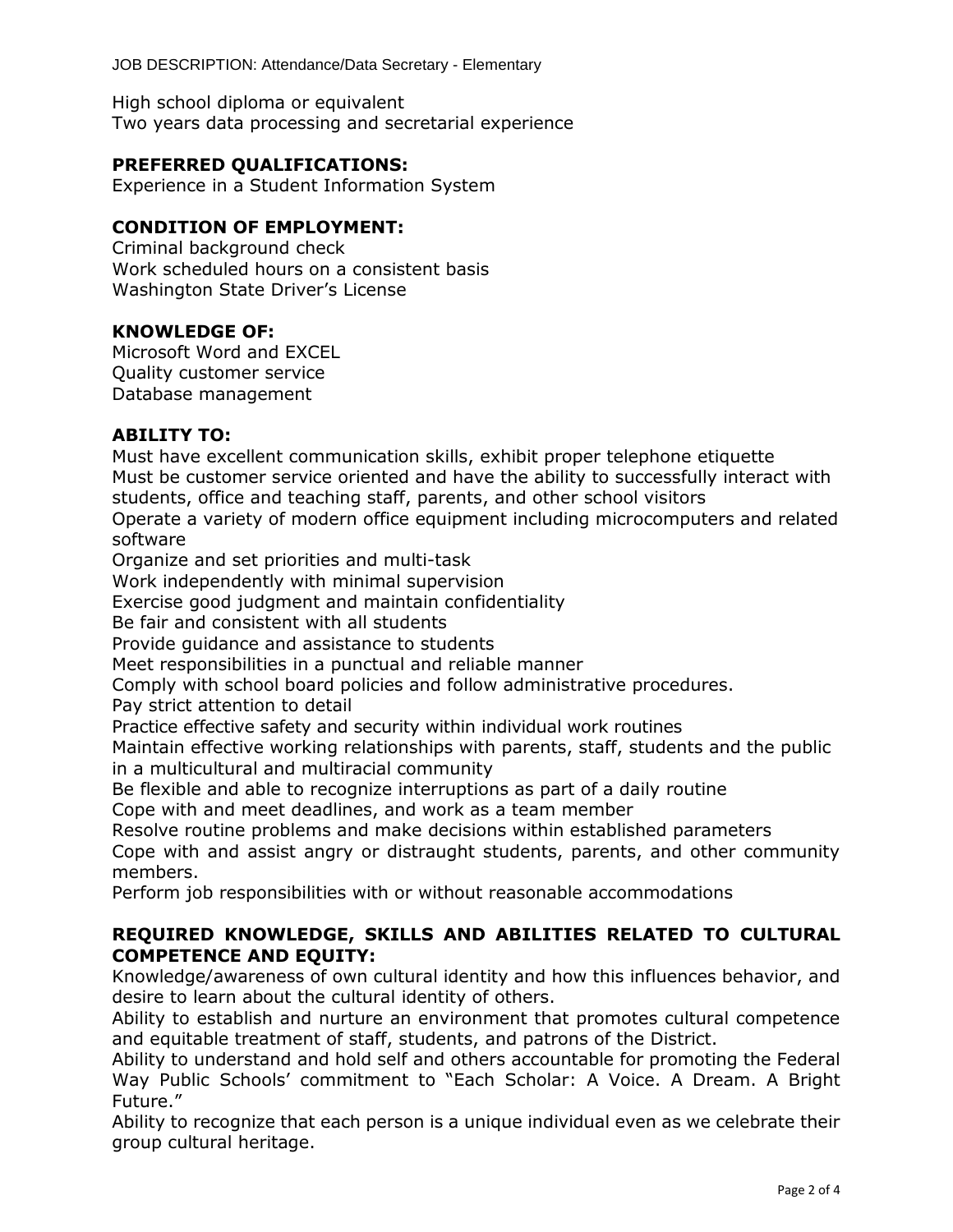High school diploma or equivalent
Two years data processing and secretarial experience

## PREFERRED QUALIFICATIONS:

Experience in a Student Information System

## CONDITION OF EMPLOYMENT:

Criminal background check
Work scheduled hours on a consistent basis
Washington State Driver's License

## KNOWLEDGE OF:

Microsoft Word and EXCEL
Quality customer service
Database management

## ABILITY TO:

Must have excellent communication skills, exhibit proper telephone etiquette
Must be customer service oriented and have the ability to successfully interact with students, office and teaching staff, parents, and other school visitors
Operate a variety of modern office equipment including microcomputers and related software
Organize and set priorities and multi-task
Work independently with minimal supervision
Exercise good judgment and maintain confidentiality
Be fair and consistent with all students
Provide guidance and assistance to students
Meet responsibilities in a punctual and reliable manner
Comply with school board policies and follow administrative procedures.
Pay strict attention to detail
Practice effective safety and security within individual work routines
Maintain effective working relationships with parents, staff, students and the public in a multicultural and multiracial community
Be flexible and able to recognize interruptions as part of a daily routine
Cope with and meet deadlines, and work as a team member
Resolve routine problems and make decisions within established parameters
Cope with and assist angry or distraught students, parents, and other community members.
Perform job responsibilities with or without reasonable accommodations

## REQUIRED KNOWLEDGE, SKILLS AND ABILITIES RELATED TO CULTURAL COMPETENCE AND EQUITY:

Knowledge/awareness of own cultural identity and how this influences behavior, and desire to learn about the cultural identity of others.
Ability to establish and nurture an environment that promotes cultural competence and equitable treatment of staff, students, and patrons of the District.
Ability to understand and hold self and others accountable for promoting the Federal Way Public Schools' commitment to "Each Scholar: A Voice. A Dream. A Bright Future."
Ability to recognize that each person is a unique individual even as we celebrate their group cultural heritage.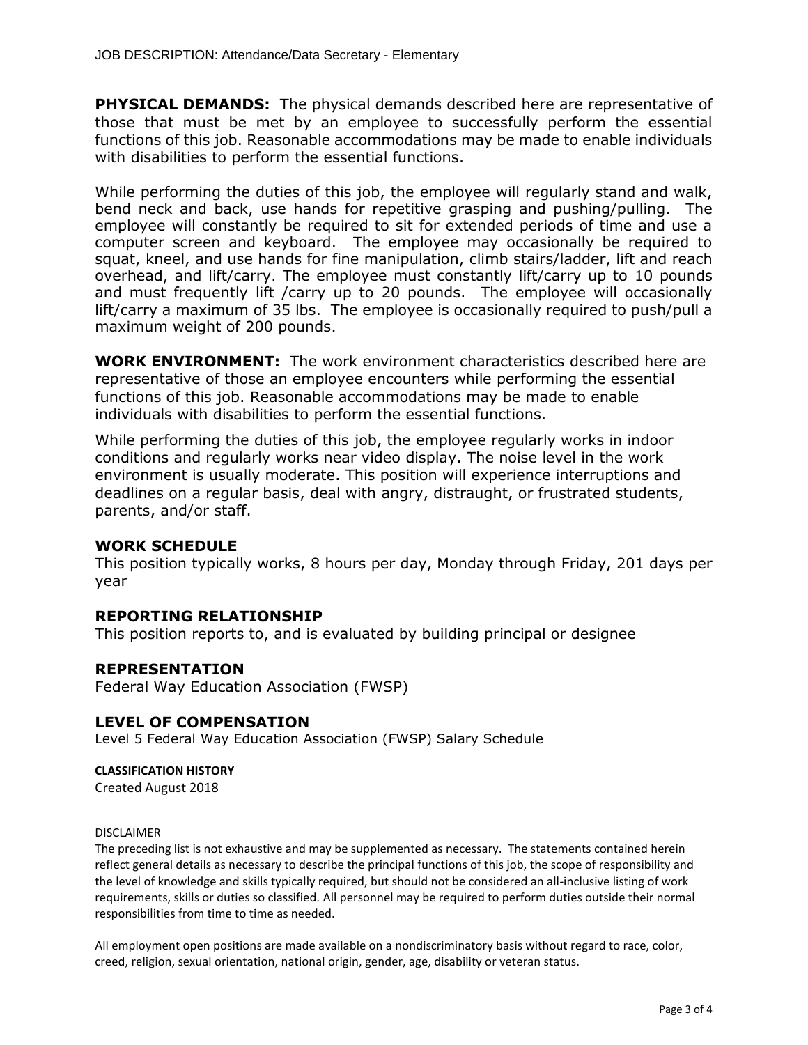**PHYSICAL DEMANDS:** The physical demands described here are representative of those that must be met by an employee to successfully perform the essential functions of this job. Reasonable accommodations may be made to enable individuals with disabilities to perform the essential functions.

While performing the duties of this job, the employee will regularly stand and walk, bend neck and back, use hands for repetitive grasping and pushing/pulling. The employee will constantly be required to sit for extended periods of time and use a computer screen and keyboard. The employee may occasionally be required to squat, kneel, and use hands for fine manipulation, climb stairs/ladder, lift and reach overhead, and lift/carry. The employee must constantly lift/carry up to 10 pounds and must frequently lift /carry up to 20 pounds. The employee will occasionally lift/carry a maximum of 35 lbs. The employee is occasionally required to push/pull a maximum weight of 200 pounds.

**WORK ENVIRONMENT:** The work environment characteristics described here are representative of those an employee encounters while performing the essential functions of this job. Reasonable accommodations may be made to enable individuals with disabilities to perform the essential functions.

While performing the duties of this job, the employee regularly works in indoor conditions and regularly works near video display. The noise level in the work environment is usually moderate. This position will experience interruptions and deadlines on a regular basis, deal with angry, distraught, or frustrated students, parents, and/or staff.

## WORK SCHEDULE

This position typically works, 8 hours per day, Monday through Friday, 201 days per year

## REPORTING RELATIONSHIP

This position reports to, and is evaluated by building principal or designee

## REPRESENTATION

Federal Way Education Association (FWSP)

## LEVEL OF COMPENSATION

Level 5 Federal Way Education Association (FWSP) Salary Schedule

**CLASSIFICATION HISTORY**

Created August 2018

DISCLAIMER

The preceding list is not exhaustive and may be supplemented as necessary. The statements contained herein reflect general details as necessary to describe the principal functions of this job, the scope of responsibility and the level of knowledge and skills typically required, but should not be considered an all-inclusive listing of work requirements, skills or duties so classified. All personnel may be required to perform duties outside their normal responsibilities from time to time as needed.

All employment open positions are made available on a nondiscriminatory basis without regard to race, color, creed, religion, sexual orientation, national origin, gender, age, disability or veteran status.